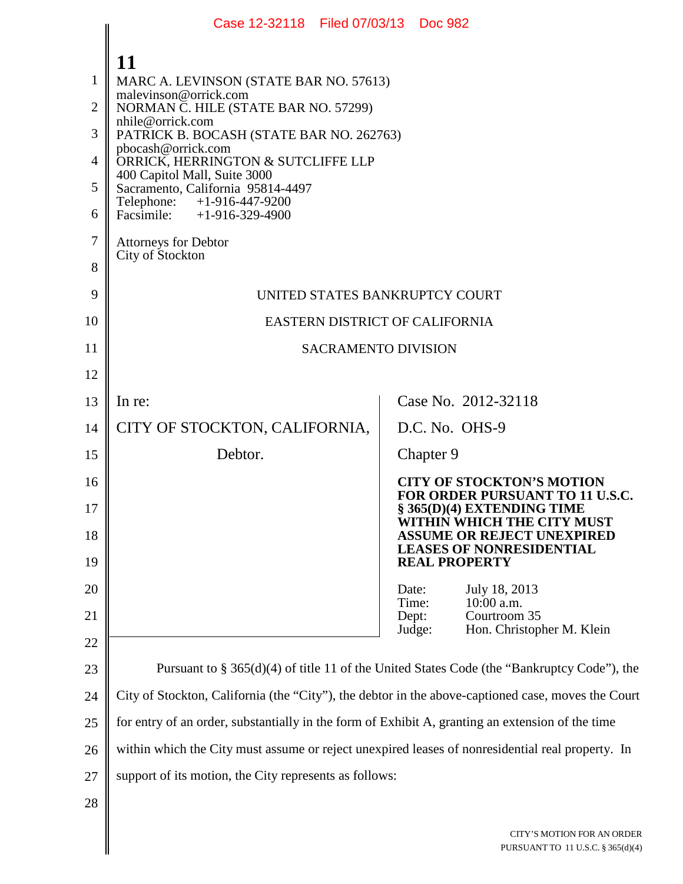MARC A. LEVINSON (STATE BAR NO. 57613)
malevinson@orrick.com
NORMAN C. HILE (STATE BAR NO. 57299)
nhile@orrick.com
PATRICK B. BOCASH (STATE BAR NO. 262763)
pbocash@orrick.com
ORRICK, HERRINGTON & SUTCLIFFE LLP
400 Capitol Mall, Suite 3000
Sacramento, California 95814-4497
Telephone: +1-916-447-9200
Facsimile: +1-916-329-4900

Attorneys for Debtor
City of Stockton

UNITED STATES BANKRUPTCY COURT

EASTERN DISTRICT OF CALIFORNIA

SACRAMENTO DIVISION

| | |
|---|---|
| In re:<br><br>CITY OF STOCKTON, CALIFORNIA,<br><br>Debtor. | Case No. 2012-32118<br><br>D.C. No. OHS-9<br><br>Chapter 9<br><br>**CITY OF STOCKTON'S MOTION FOR ORDER PURSUANT TO 11 U.S.C. § 365(D)(4) EXTENDING TIME WITHIN WHICH THE CITY MUST ASSUME OR REJECT UNEXPIRED LEASES OF NONRESIDENTIAL REAL PROPERTY**<br><br>Date: July 18, 2013<br>Time: 10:00 a.m.<br>Dept: Courtroom 35<br>Judge: Hon. Christopher M. Klein |

Pursuant to § 365(d)(4) of title 11 of the United States Code (the "Bankruptcy Code"), the City of Stockton, California (the "City"), the debtor in the above-captioned case, moves the Court for entry of an order, substantially in the form of Exhibit A, granting an extension of the time within which the City must assume or reject unexpired leases of nonresidential real property. In support of its motion, the City represents as follows: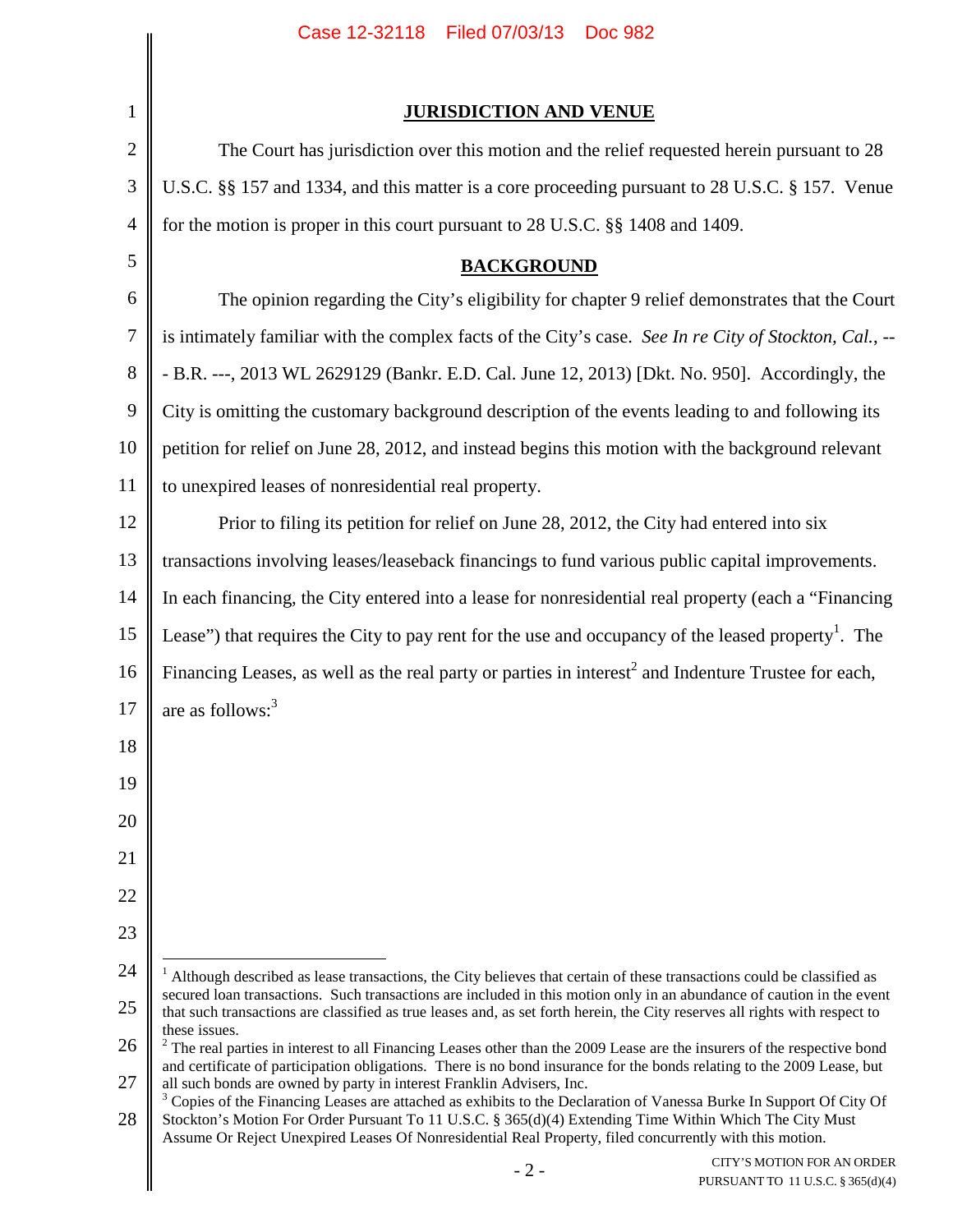## JURISDICTION AND VENUE

The Court has jurisdiction over this motion and the relief requested herein pursuant to 28 U.S.C. §§ 157 and 1334, and this matter is a core proceeding pursuant to 28 U.S.C. § 157. Venue for the motion is proper in this court pursuant to 28 U.S.C. §§ 1408 and 1409.

## BACKGROUND

The opinion regarding the City's eligibility for chapter 9 relief demonstrates that the Court is intimately familiar with the complex facts of the City's case. *See In re City of Stockton, Cal.*, --- B.R. ---, 2013 WL 2629129 (Bankr. E.D. Cal. June 12, 2013) [Dkt. No. 950]. Accordingly, the City is omitting the customary background description of the events leading to and following its petition for relief on June 28, 2012, and instead begins this motion with the background relevant to unexpired leases of nonresidential real property.

Prior to filing its petition for relief on June 28, 2012, the City had entered into six transactions involving leases/leaseback financings to fund various public capital improvements. In each financing, the City entered into a lease for nonresidential real property (each a "Financing Lease") that requires the City to pay rent for the use and occupancy of the leased property[1]. The Financing Leases, as well as the real party or parties in interest[2] and Indenture Trustee for each, are as follows:[3]

---

[1] Although described as lease transactions, the City believes that certain of these transactions could be classified as secured loan transactions. Such transactions are included in this motion only in an abundance of caution in the event that such transactions are classified as true leases and, as set forth herein, the City reserves all rights with respect to these issues.

[2] The real parties in interest to all Financing Leases other than the 2009 Lease are the insurers of the respective bond and certificate of participation obligations. There is no bond insurance for the bonds relating to the 2009 Lease, but all such bonds are owned by party in interest Franklin Advisers, Inc.

[3] Copies of the Financing Leases are attached as exhibits to the Declaration of Vanessa Burke In Support Of City Of Stockton's Motion For Order Pursuant To 11 U.S.C. § 365(d)(4) Extending Time Within Which The City Must Assume Or Reject Unexpired Leases Of Nonresidential Real Property, filed concurrently with this motion.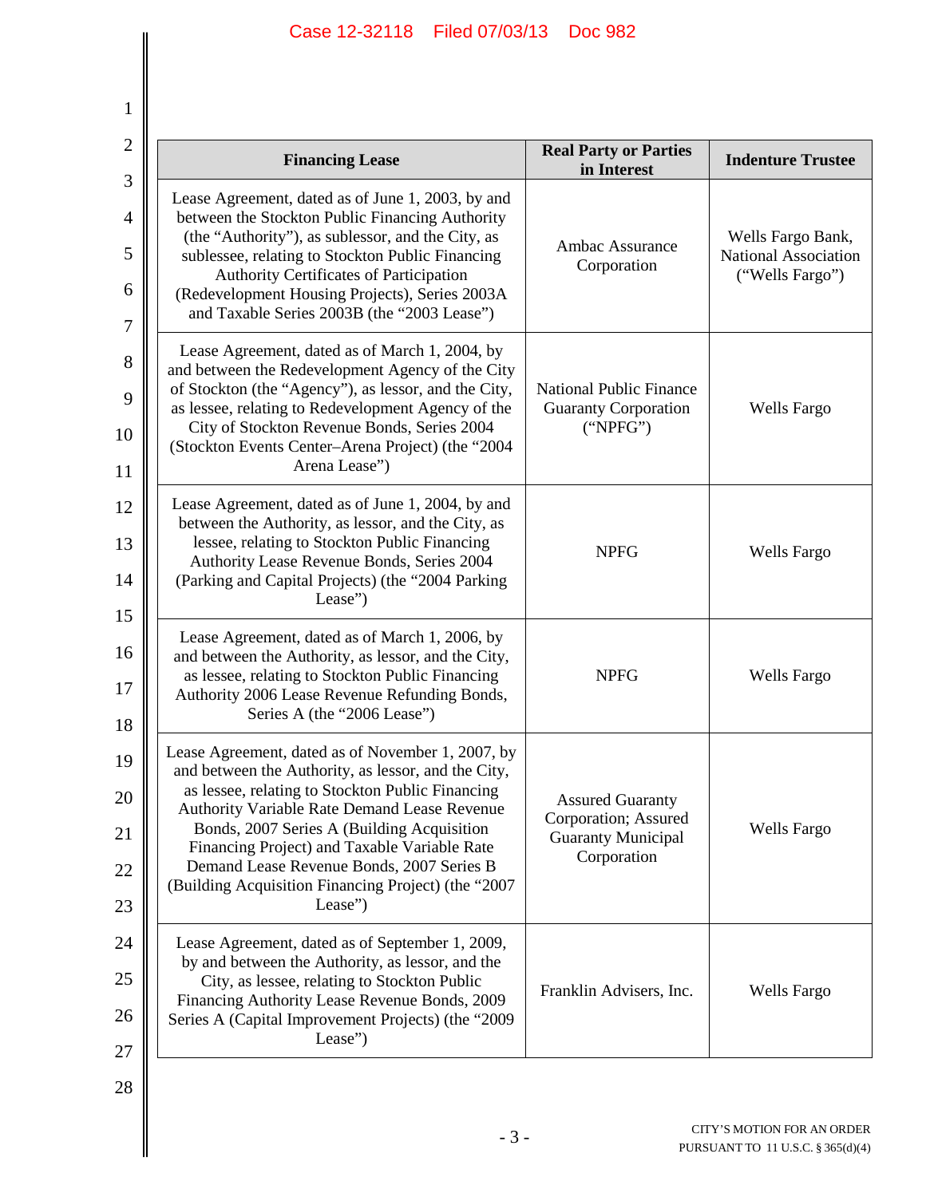| Financing Lease | Real Party or Parties in Interest | Indenture Trustee |
|---|---|---|
| Lease Agreement, dated as of June 1, 2003, by and between the Stockton Public Financing Authority (the "Authority"), as sublessor, and the City, as sublessee, relating to Stockton Public Financing Authority Certificates of Participation (Redevelopment Housing Projects), Series 2003A and Taxable Series 2003B (the "2003 Lease") | Ambac Assurance Corporation | Wells Fargo Bank, National Association ("Wells Fargo") |
| Lease Agreement, dated as of March 1, 2004, by and between the Redevelopment Agency of the City of Stockton (the "Agency"), as lessor, and the City, as lessee, relating to Redevelopment Agency of the City of Stockton Revenue Bonds, Series 2004 (Stockton Events Center–Arena Project) (the "2004 Arena Lease") | National Public Finance Guaranty Corporation ("NPFG") | Wells Fargo |
| Lease Agreement, dated as of June 1, 2004, by and between the Authority, as lessor, and the City, as lessee, relating to Stockton Public Financing Authority Lease Revenue Bonds, Series 2004 (Parking and Capital Projects) (the "2004 Parking Lease") | NPFG | Wells Fargo |
| Lease Agreement, dated as of March 1, 2006, by and between the Authority, as lessor, and the City, as lessee, relating to Stockton Public Financing Authority 2006 Lease Revenue Refunding Bonds, Series A (the "2006 Lease") | NPFG | Wells Fargo |
| Lease Agreement, dated as of November 1, 2007, by and between the Authority, as lessor, and the City, as lessee, relating to Stockton Public Financing Authority Variable Rate Demand Lease Revenue Bonds, 2007 Series A (Building Acquisition Financing Project) and Taxable Variable Rate Demand Lease Revenue Bonds, 2007 Series B (Building Acquisition Financing Project) (the "2007 Lease") | Assured Guaranty Corporation; Assured Guaranty Municipal Corporation | Wells Fargo |
| Lease Agreement, dated as of September 1, 2009, by and between the Authority, as lessor, and the City, as lessee, relating to Stockton Public Financing Authority Lease Revenue Bonds, 2009 Series A (Capital Improvement Projects) (the "2009 Lease") | Franklin Advisers, Inc. | Wells Fargo |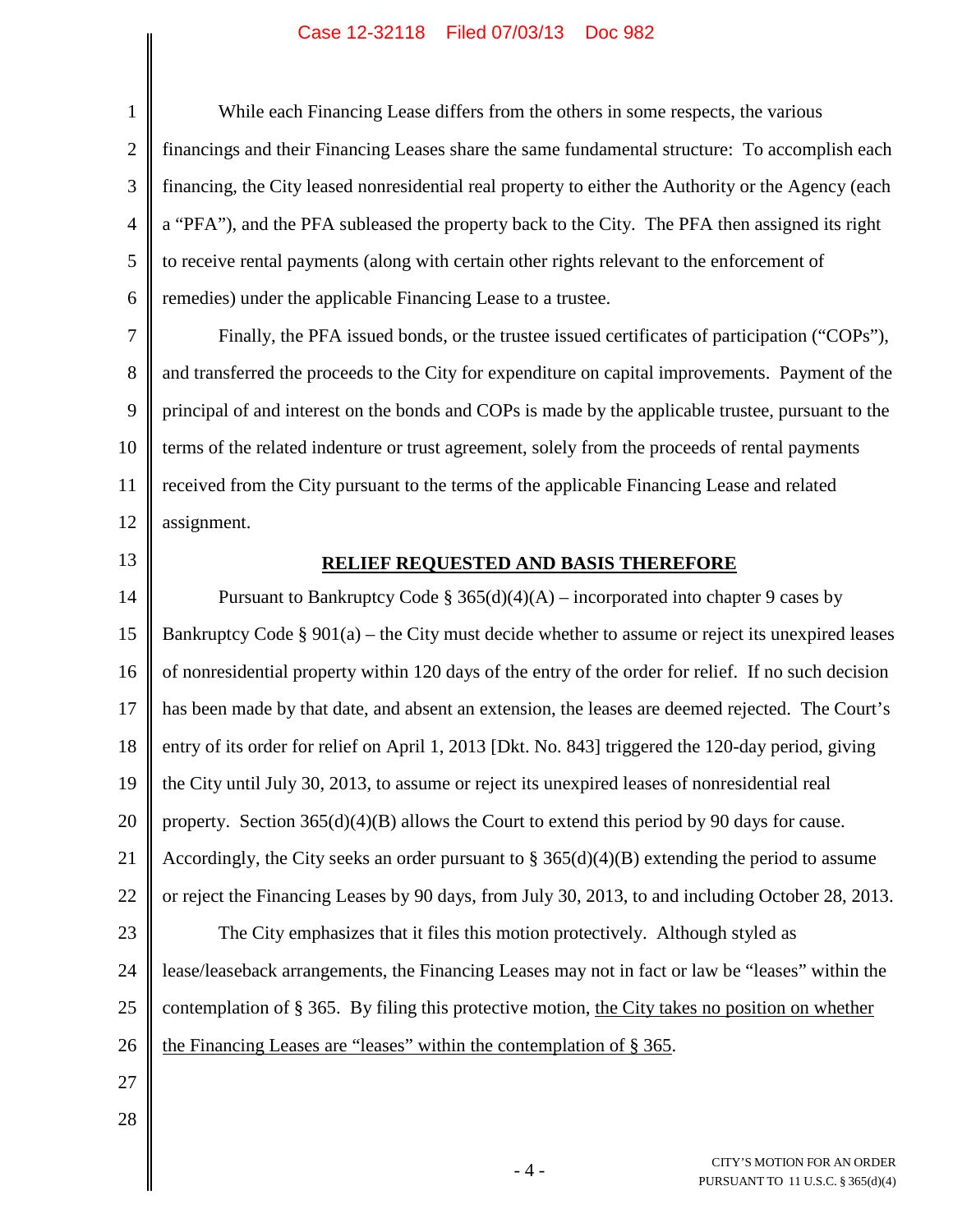While each Financing Lease differs from the others in some respects, the various financings and their Financing Leases share the same fundamental structure: To accomplish each financing, the City leased nonresidential real property to either the Authority or the Agency (each a "PFA"), and the PFA subleased the property back to the City. The PFA then assigned its right to receive rental payments (along with certain other rights relevant to the enforcement of remedies) under the applicable Financing Lease to a trustee.

Finally, the PFA issued bonds, or the trustee issued certificates of participation ("COPs"), and transferred the proceeds to the City for expenditure on capital improvements. Payment of the principal of and interest on the bonds and COPs is made by the applicable trustee, pursuant to the terms of the related indenture or trust agreement, solely from the proceeds of rental payments received from the City pursuant to the terms of the applicable Financing Lease and related assignment.

**RELIEF REQUESTED AND BASIS THEREFORE**

Pursuant to Bankruptcy Code § 365(d)(4)(A) – incorporated into chapter 9 cases by Bankruptcy Code § 901(a) – the City must decide whether to assume or reject its unexpired leases of nonresidential property within 120 days of the entry of the order for relief. If no such decision has been made by that date, and absent an extension, the leases are deemed rejected. The Court's entry of its order for relief on April 1, 2013 [Dkt. No. 843] triggered the 120-day period, giving the City until July 30, 2013, to assume or reject its unexpired leases of nonresidential real property. Section 365(d)(4)(B) allows the Court to extend this period by 90 days for cause. Accordingly, the City seeks an order pursuant to § 365(d)(4)(B) extending the period to assume or reject the Financing Leases by 90 days, from July 30, 2013, to and including October 28, 2013.

The City emphasizes that it files this motion protectively. Although styled as lease/leaseback arrangements, the Financing Leases may not in fact or law be "leases" within the contemplation of § 365. By filing this protective motion, <u>the City takes no position on whether the Financing Leases are "leases" within the contemplation of § 365</u>.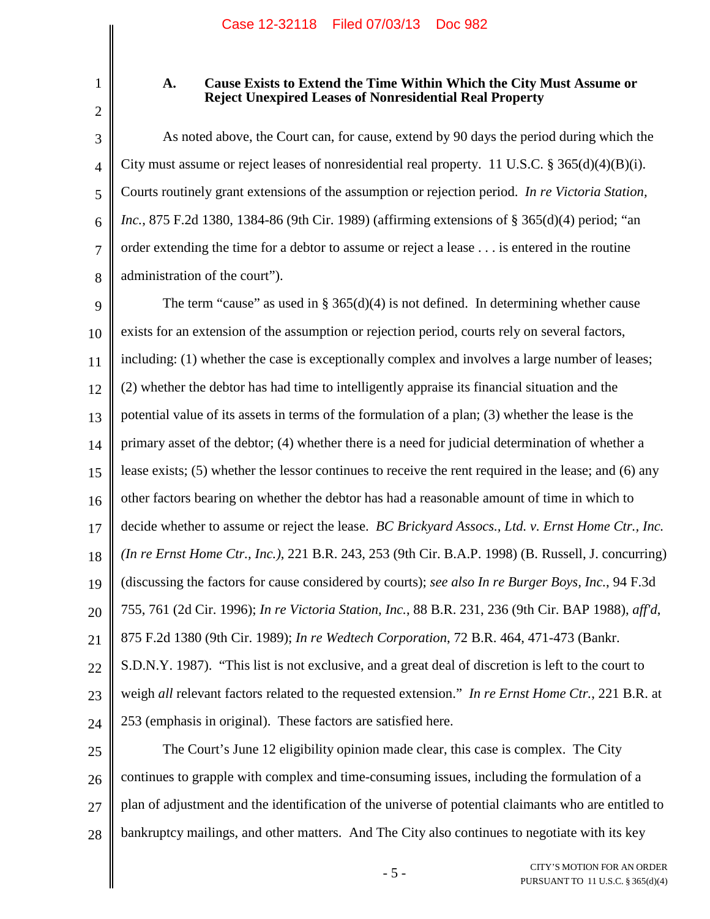### A. Cause Exists to Extend the Time Within Which the City Must Assume or Reject Unexpired Leases of Nonresidential Real Property

As noted above, the Court can, for cause, extend by 90 days the period during which the City must assume or reject leases of nonresidential real property. 11 U.S.C. § 365(d)(4)(B)(i). Courts routinely grant extensions of the assumption or rejection period. *In re Victoria Station, Inc.*, 875 F.2d 1380, 1384-86 (9th Cir. 1989) (affirming extensions of § 365(d)(4) period; "an order extending the time for a debtor to assume or reject a lease . . . is entered in the routine administration of the court").

The term "cause" as used in § 365(d)(4) is not defined. In determining whether cause exists for an extension of the assumption or rejection period, courts rely on several factors, including: (1) whether the case is exceptionally complex and involves a large number of leases; (2) whether the debtor has had time to intelligently appraise its financial situation and the potential value of its assets in terms of the formulation of a plan; (3) whether the lease is the primary asset of the debtor; (4) whether there is a need for judicial determination of whether a lease exists; (5) whether the lessor continues to receive the rent required in the lease; and (6) any other factors bearing on whether the debtor has had a reasonable amount of time in which to decide whether to assume or reject the lease. *BC Brickyard Assocs., Ltd. v. Ernst Home Ctr., Inc. (In re Ernst Home Ctr., Inc.)*, 221 B.R. 243, 253 (9th Cir. B.A.P. 1998) (B. Russell, J. concurring) (discussing the factors for cause considered by courts); *see also In re Burger Boys, Inc.*, 94 F.3d 755, 761 (2d Cir. 1996); *In re Victoria Station, Inc.*, 88 B.R. 231, 236 (9th Cir. BAP 1988), *aff'd*, 875 F.2d 1380 (9th Cir. 1989); *In re Wedtech Corporation*, 72 B.R. 464, 471-473 (Bankr. S.D.N.Y. 1987). "This list is not exclusive, and a great deal of discretion is left to the court to weigh *all* relevant factors related to the requested extension." *In re Ernst Home Ctr.*, 221 B.R. at 253 (emphasis in original). These factors are satisfied here.

The Court's June 12 eligibility opinion made clear, this case is complex. The City continues to grapple with complex and time-consuming issues, including the formulation of a plan of adjustment and the identification of the universe of potential claimants who are entitled to bankruptcy mailings, and other matters. And The City also continues to negotiate with its key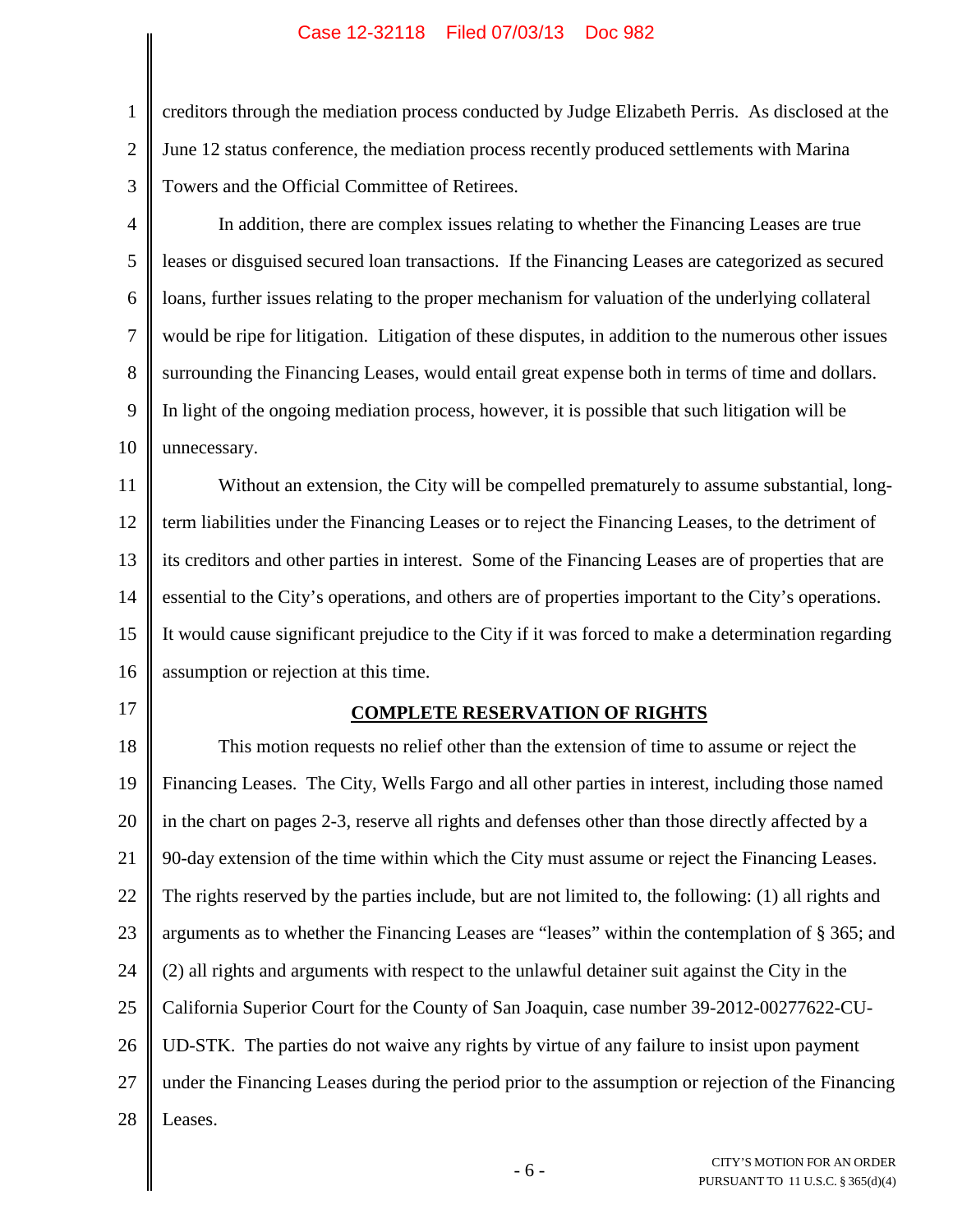creditors through the mediation process conducted by Judge Elizabeth Perris. As disclosed at the June 12 status conference, the mediation process recently produced settlements with Marina Towers and the Official Committee of Retirees.

In addition, there are complex issues relating to whether the Financing Leases are true leases or disguised secured loan transactions. If the Financing Leases are categorized as secured loans, further issues relating to the proper mechanism for valuation of the underlying collateral would be ripe for litigation. Litigation of these disputes, in addition to the numerous other issues surrounding the Financing Leases, would entail great expense both in terms of time and dollars. In light of the ongoing mediation process, however, it is possible that such litigation will be unnecessary.

Without an extension, the City will be compelled prematurely to assume substantial, long-term liabilities under the Financing Leases or to reject the Financing Leases, to the detriment of its creditors and other parties in interest. Some of the Financing Leases are of properties that are essential to the City's operations, and others are of properties important to the City's operations. It would cause significant prejudice to the City if it was forced to make a determination regarding assumption or rejection at this time.

## COMPLETE RESERVATION OF RIGHTS

This motion requests no relief other than the extension of time to assume or reject the Financing Leases. The City, Wells Fargo and all other parties in interest, including those named in the chart on pages 2-3, reserve all rights and defenses other than those directly affected by a 90-day extension of the time within which the City must assume or reject the Financing Leases. The rights reserved by the parties include, but are not limited to, the following: (1) all rights and arguments as to whether the Financing Leases are "leases" within the contemplation of § 365; and (2) all rights and arguments with respect to the unlawful detainer suit against the City in the California Superior Court for the County of San Joaquin, case number 39-2012-00277622-CU-UD-STK. The parties do not waive any rights by virtue of any failure to insist upon payment under the Financing Leases during the period prior to the assumption or rejection of the Financing Leases.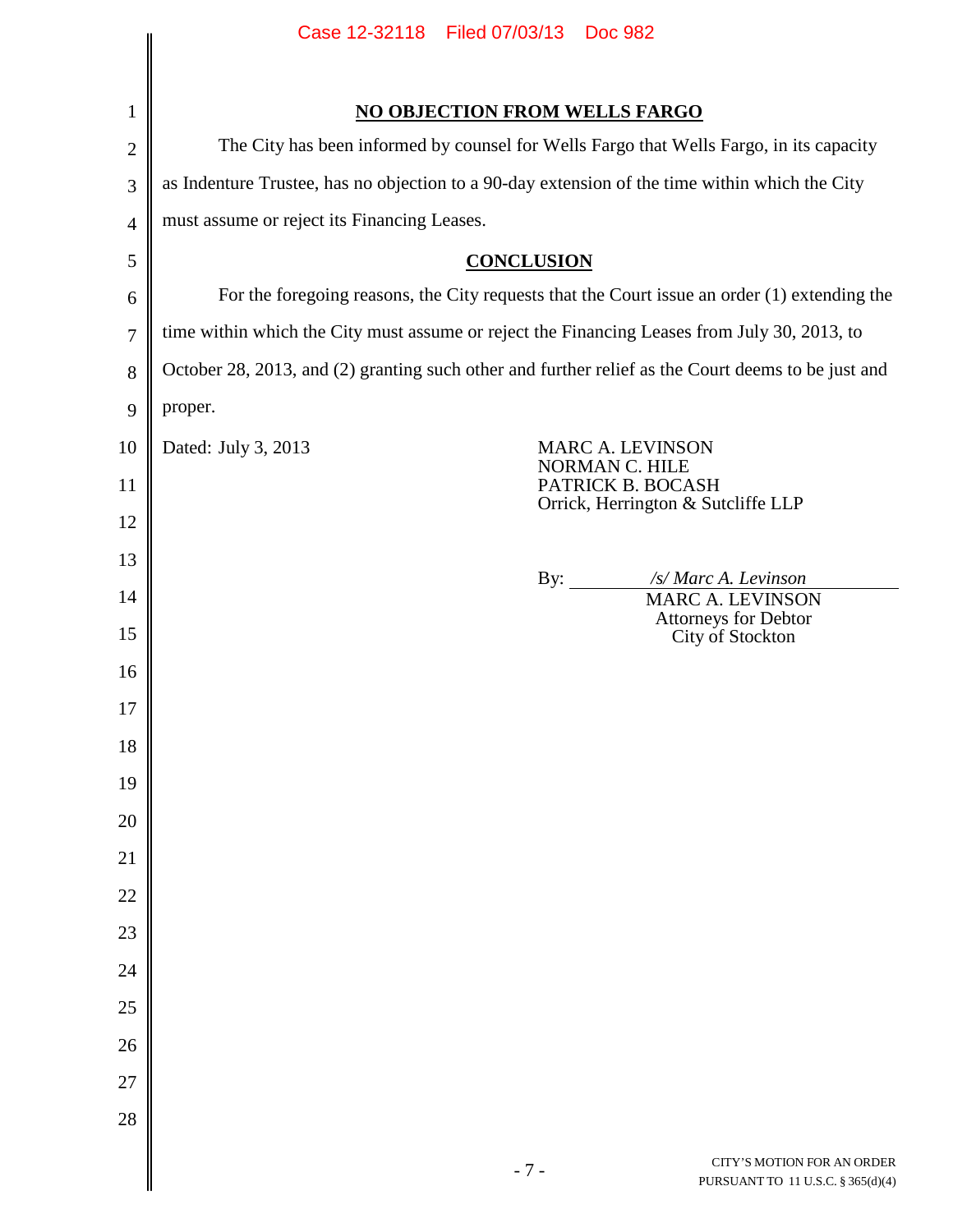## NO OBJECTION FROM WELLS FARGO

The City has been informed by counsel for Wells Fargo that Wells Fargo, in its capacity as Indenture Trustee, has no objection to a 90-day extension of the time within which the City must assume or reject its Financing Leases.

## CONCLUSION

For the foregoing reasons, the City requests that the Court issue an order (1) extending the time within which the City must assume or reject the Financing Leases from July 30, 2013, to October 28, 2013, and (2) granting such other and further relief as the Court deems to be just and proper.

Dated: July 3, 2013

MARC A. LEVINSON
NORMAN C. HILE
PATRICK B. BOCASH
Orrick, Herrington & Sutcliffe LLP

By: */s/ Marc A. Levinson*
MARC A. LEVINSON
Attorneys for Debtor
City of Stockton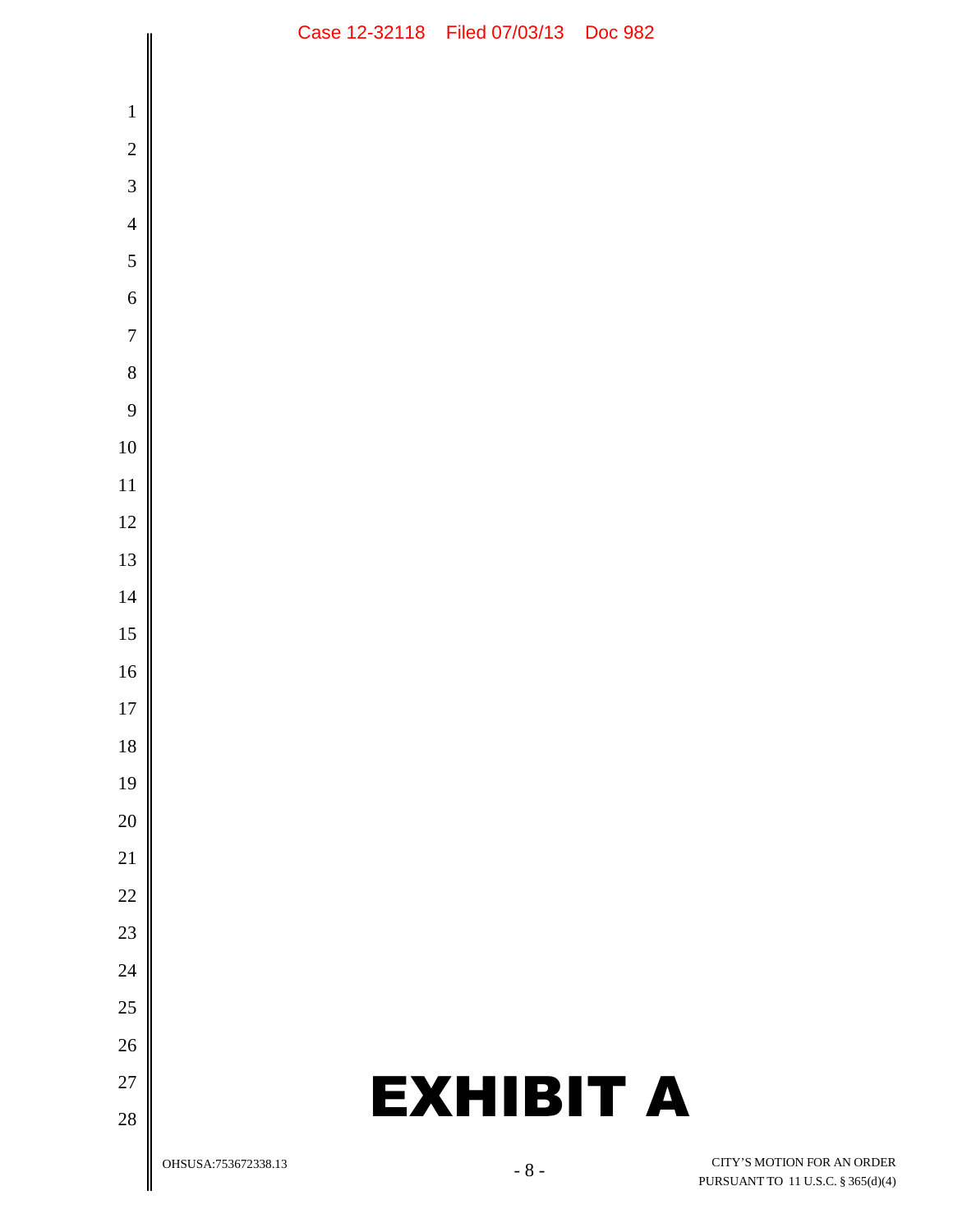# EXHIBIT A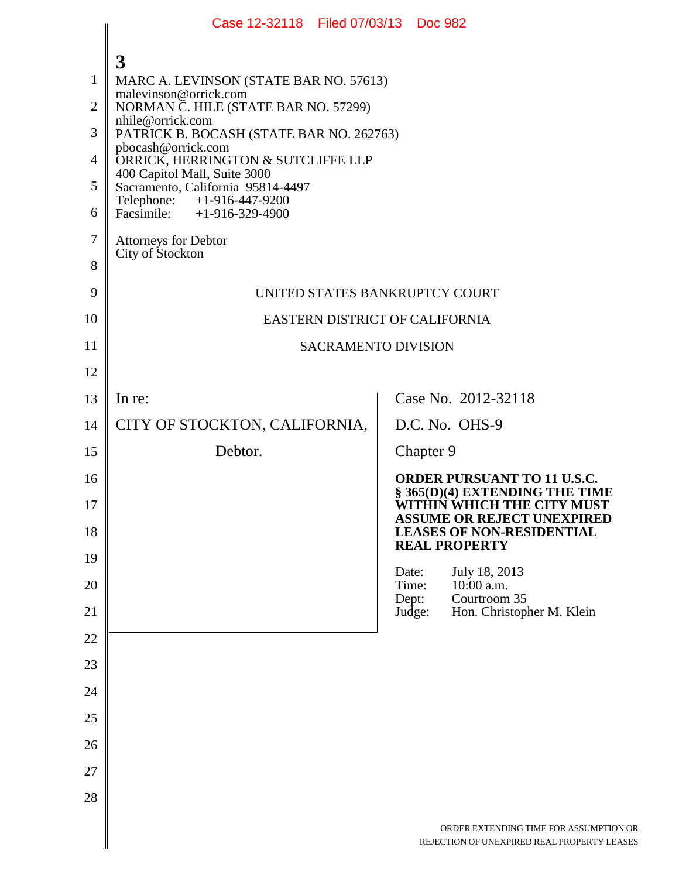**3**

MARC A. LEVINSON (STATE BAR NO. 57613)
malevinson@orrick.com
NORMAN C. HILE (STATE BAR NO. 57299)
nhile@orrick.com
PATRICK B. BOCASH (STATE BAR NO. 262763)
pbocash@orrick.com
ORRICK, HERRINGTON & SUTCLIFFE LLP
400 Capitol Mall, Suite 3000
Sacramento, California 95814-4497
Telephone: +1-916-447-9200
Facsimile: +1-916-329-4900

Attorneys for Debtor
City of Stockton

UNITED STATES BANKRUPTCY COURT

EASTERN DISTRICT OF CALIFORNIA

SACRAMENTO DIVISION

| | |
|---|---|
| In re: | Case No. 2012-32118 |
| CITY OF STOCKTON, CALIFORNIA, | D.C. No. OHS-9 |
| Debtor. | Chapter 9 |
| | **ORDER PURSUANT TO 11 U.S.C. § 365(D)(4) EXTENDING THE TIME WITHIN WHICH THE CITY MUST ASSUME OR REJECT UNEXPIRED LEASES OF NON-RESIDENTIAL REAL PROPERTY** |
| | Date: July 18, 2013<br>Time: 10:00 a.m.<br>Dept: Courtroom 35<br>Judge: Hon. Christopher M. Klein |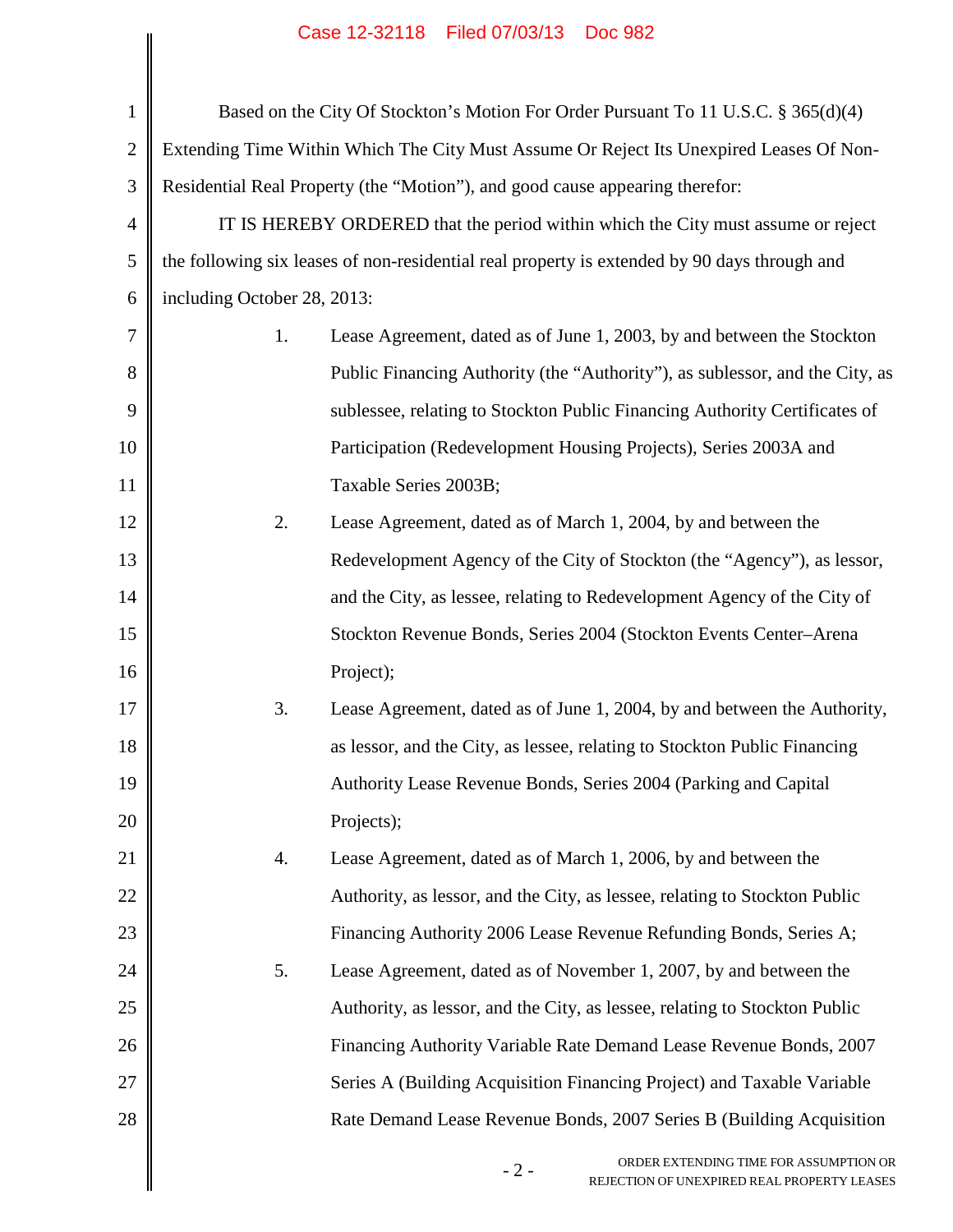Based on the City Of Stockton's Motion For Order Pursuant To 11 U.S.C. § 365(d)(4) Extending Time Within Which The City Must Assume Or Reject Its Unexpired Leases Of Non-Residential Real Property (the "Motion"), and good cause appearing therefor:

IT IS HEREBY ORDERED that the period within which the City must assume or reject the following six leases of non-residential real property is extended by 90 days through and including October 28, 2013:

1. Lease Agreement, dated as of June 1, 2003, by and between the Stockton Public Financing Authority (the "Authority"), as sublessor, and the City, as sublessee, relating to Stockton Public Financing Authority Certificates of Participation (Redevelopment Housing Projects), Series 2003A and Taxable Series 2003B;

2. Lease Agreement, dated as of March 1, 2004, by and between the Redevelopment Agency of the City of Stockton (the "Agency"), as lessor, and the City, as lessee, relating to Redevelopment Agency of the City of Stockton Revenue Bonds, Series 2004 (Stockton Events Center–Arena Project);

3. Lease Agreement, dated as of June 1, 2004, by and between the Authority, as lessor, and the City, as lessee, relating to Stockton Public Financing Authority Lease Revenue Bonds, Series 2004 (Parking and Capital Projects);

4. Lease Agreement, dated as of March 1, 2006, by and between the Authority, as lessor, and the City, as lessee, relating to Stockton Public Financing Authority 2006 Lease Revenue Refunding Bonds, Series A;

5. Lease Agreement, dated as of November 1, 2007, by and between the Authority, as lessor, and the City, as lessee, relating to Stockton Public Financing Authority Variable Rate Demand Lease Revenue Bonds, 2007 Series A (Building Acquisition Financing Project) and Taxable Variable Rate Demand Lease Revenue Bonds, 2007 Series B (Building Acquisition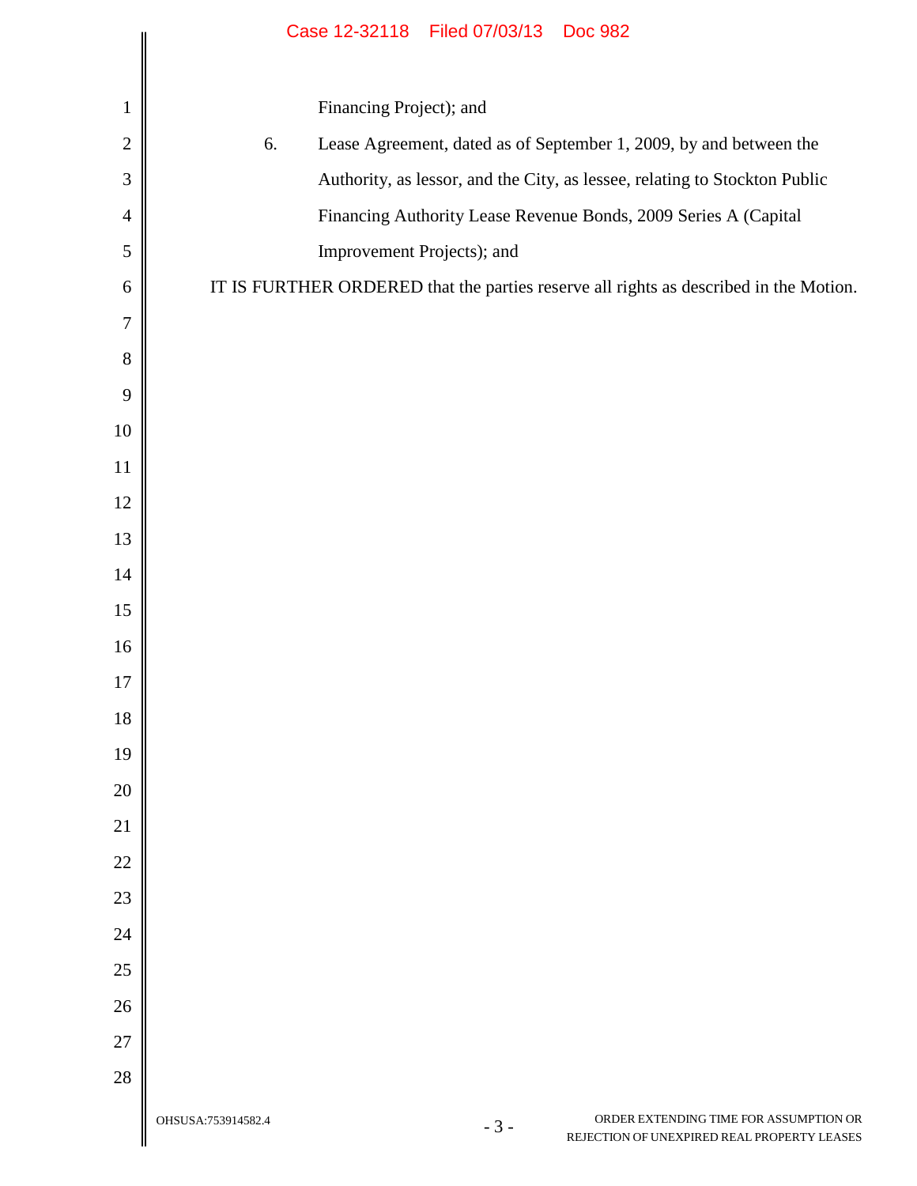Financing Project); and

6. Lease Agreement, dated as of September 1, 2009, by and between the Authority, as lessor, and the City, as lessee, relating to Stockton Public Financing Authority Lease Revenue Bonds, 2009 Series A (Capital Improvement Projects); and

IT IS FURTHER ORDERED that the parties reserve all rights as described in the Motion.